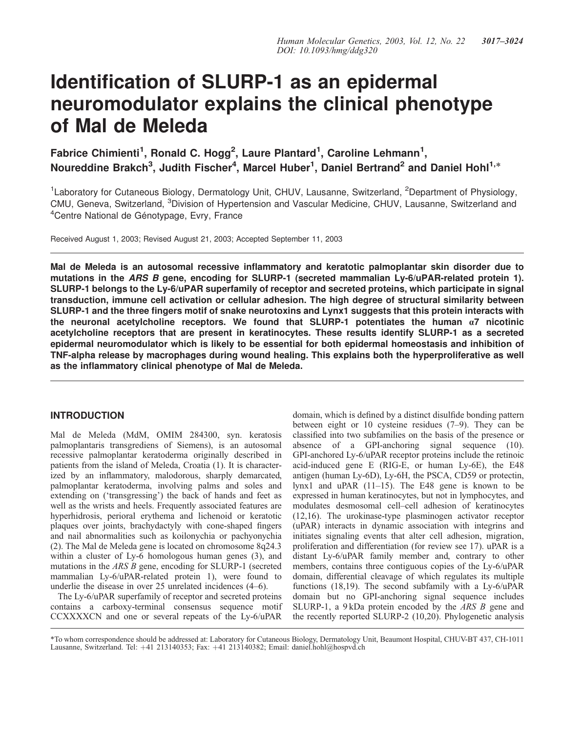# Identification of SLURP-1 as an epidermal neuromodulator explains the clinical phenotype of Mal de Meleda

**Fabrice Chimienti[1], Ronald C. Hogg[2], Laure Plantard[1], Caroline Lehmann[1], Noureddine Brakch[3], Judith Fischer[4], Marcel Huber[1], Daniel Bertrand[2] and Daniel Hohl[1,*]**

[1]Laboratory for Cutaneous Biology, Dermatology Unit, CHUV, Lausanne, Switzerland, [2]Department of Physiology, CMU, Geneva, Switzerland, [3]Division of Hypertension and Vascular Medicine, CHUV, Lausanne, Switzerland and [4]Centre National de Génotypage, Evry, France

Received August 1, 2003; Revised August 21, 2003; Accepted September 11, 2003

**Mal de Meleda is an autosomal recessive inflammatory and keratotic palmoplantar skin disorder due to mutations in the *ARS B* gene, encoding for SLURP-1 (secreted mammalian Ly-6/uPAR-related protein 1). SLURP-1 belongs to the Ly-6/uPAR superfamily of receptor and secreted proteins, which participate in signal transduction, immune cell activation or cellular adhesion. The high degree of structural similarity between SLURP-1 and the three fingers motif of snake neurotoxins and Lynx1 suggests that this protein interacts with the neuronal acetylcholine receptors. We found that SLURP-1 potentiates the human α7 nicotinic acetylcholine receptors that are present in keratinocytes. These results identify SLURP-1 as a secreted epidermal neuromodulator which is likely to be essential for both epidermal homeostasis and inhibition of TNF-alpha release by macrophages during wound healing. This explains both the hyperproliferative as well as the inflammatory clinical phenotype of Mal de Meleda.**

## INTRODUCTION

Mal de Meleda (MdM, OMIM 284300, syn. keratosis palmoplantaris transgrediens of Siemens), is an autosomal recessive palmoplantar keratoderma originally described in patients from the island of Meleda, Croatia (1). It is characterized by an inflammatory, malodorous, sharply demarcated, palmoplantar keratoderma, involving palms and soles and extending on ('transgressing') the back of hands and feet as well as the wrists and heels. Frequently associated features are hyperhidrosis, perioral erythema and lichenoid or keratotic plaques over joints, brachydactyly with cone-shaped fingers and nail abnormalities such as koilonychia or pachyonychia (2). The Mal de Meleda gene is located on chromosome 8q24.3 within a cluster of Ly-6 homologous human genes (3), and mutations in the *ARS B* gene, encoding for SLURP-1 (secreted mammalian Ly-6/uPAR-related protein 1), were found to underlie the disease in over 25 unrelated incidences (4–6).

The Ly-6/uPAR superfamily of receptor and secreted proteins contains a carboxy-terminal consensus sequence motif CCXXXXCN and one or several repeats of the Ly-6/uPAR domain, which is defined by a distinct disulfide bonding pattern between eight or 10 cysteine residues (7–9). They can be classified into two subfamilies on the basis of the presence or absence of a GPI-anchoring signal sequence (10). GPI-anchored Ly-6/uPAR receptor proteins include the retinoic acid-induced gene E (RIG-E, or human Ly-6E), the E48 antigen (human Ly-6D), Ly-6H, the PSCA, CD59 or protectin, lynx1 and uPAR (11–15). The E48 gene is known to be expressed in human keratinocytes, but not in lymphocytes, and modulates desmosomal cell–cell adhesion of keratinocytes (12,16). The urokinase-type plasminogen activator receptor (uPAR) interacts in dynamic association with integrins and initiates signaling events that alter cell adhesion, migration, proliferation and differentiation (for review see 17). uPAR is a distant Ly-6/uPAR family member and, contrary to other members, contains three contiguous copies of the Ly-6/uPAR domain, differential cleavage of which regulates its multiple functions (18,19). The second subfamily with a Ly-6/uPAR domain but no GPI-anchoring signal sequence includes SLURP-1, a 9 kDa protein encoded by the *ARS B* gene and the recently reported SLURP-2 (10,20). Phylogenetic analysis

*To whom correspondence should be addressed at: Laboratory for Cutaneous Biology, Dermatology Unit, Beaumont Hospital, CHUV-BT 437, CH-1011 Lausanne, Switzerland. Tel: +41 213140353; Fax: +41 213140382; Email: daniel.hohl@hospvd.ch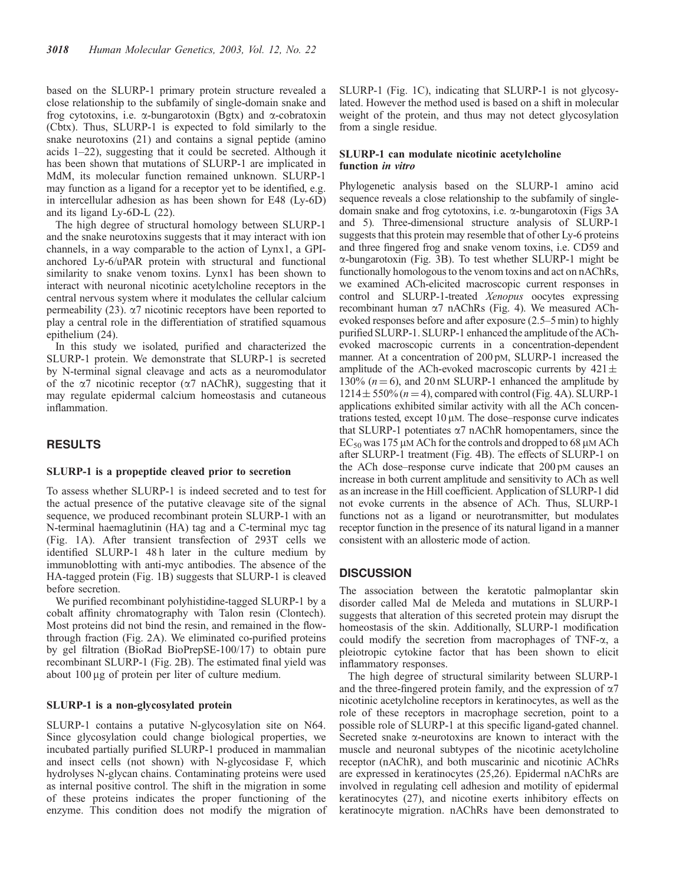based on the SLURP-1 primary protein structure revealed a close relationship to the subfamily of single-domain snake and frog cytotoxins, i.e. α-bungarotoxin (Bgtx) and α-cobratoxin (Cbtx). Thus, SLURP-1 is expected to fold similarly to the snake neurotoxins (21) and contains a signal peptide (amino acids 1–22), suggesting that it could be secreted. Although it has been shown that mutations of SLURP-1 are implicated in MdM, its molecular function remained unknown. SLURP-1 may function as a ligand for a receptor yet to be identified, e.g. in intercellular adhesion as has been shown for E48 (Ly-6D) and its ligand Ly-6D-L (22).

The high degree of structural homology between SLURP-1 and the snake neurotoxins suggests that it may interact with ion channels, in a way comparable to the action of Lynx1, a GPI-anchored Ly-6/uPAR protein with structural and functional similarity to snake venom toxins. Lynx1 has been shown to interact with neuronal nicotinic acetylcholine receptors in the central nervous system where it modulates the cellular calcium permeability (23). α7 nicotinic receptors have been reported to play a central role in the differentiation of stratified squamous epithelium (24).

In this study we isolated, purified and characterized the SLURP-1 protein. We demonstrate that SLURP-1 is secreted by N-terminal signal cleavage and acts as a neuromodulator of the α7 nicotinic receptor (α7 nAChR), suggesting that it may regulate epidermal calcium homeostasis and cutaneous inflammation.

## RESULTS

### SLURP-1 is a propeptide cleaved prior to secretion

To assess whether SLURP-1 is indeed secreted and to test for the actual presence of the putative cleavage site of the signal sequence, we produced recombinant protein SLURP-1 with an N-terminal haemaglutinin (HA) tag and a C-terminal myc tag (Fig. 1A). After transient transfection of 293T cells we identified SLURP-1 48 h later in the culture medium by immunoblotting with anti-myc antibodies. The absence of the HA-tagged protein (Fig. 1B) suggests that SLURP-1 is cleaved before secretion.

We purified recombinant polyhistidine-tagged SLURP-1 by a cobalt affinity chromatography with Talon resin (Clontech). Most proteins did not bind the resin, and remained in the flow-through fraction (Fig. 2A). We eliminated co-purified proteins by gel filtration (BioRad BioPrepSE-100/17) to obtain pure recombinant SLURP-1 (Fig. 2B). The estimated final yield was about 100 μg of protein per liter of culture medium.

### SLURP-1 is a non-glycosylated protein

SLURP-1 contains a putative N-glycosylation site on N64. Since glycosylation could change biological properties, we incubated partially purified SLURP-1 produced in mammalian and insect cells (not shown) with N-glycosidase F, which hydrolyses N-glycan chains. Contaminating proteins were used as internal positive control. The shift in the migration in some of these proteins indicates the proper functioning of the enzyme. This condition does not modify the migration of SLURP-1 (Fig. 1C), indicating that SLURP-1 is not glycosylated. However the method used is based on a shift in molecular weight of the protein, and thus may not detect glycosylation from a single residue.

### SLURP-1 can modulate nicotinic acetylcholine function *in vitro*

Phylogenetic analysis based on the SLURP-1 amino acid sequence reveals a close relationship to the subfamily of single-domain snake and frog cytotoxins, i.e. α-bungarotoxin (Figs 3A and 5). Three-dimensional structure analysis of SLURP-1 suggests that this protein may resemble that of other Ly-6 proteins and three fingered frog and snake venom toxins, i.e. CD59 and α-bungarotoxin (Fig. 3B). To test whether SLURP-1 might be functionally homologous to the venom toxins and act on nAChRs, we examined ACh-elicited macroscopic current responses in control and SLURP-1-treated *Xenopus* oocytes expressing recombinant human α7 nAChRs (Fig. 4). We measured ACh-evoked responses before and after exposure (2.5–5 min) to highly purified SLURP-1. SLURP-1 enhanced the amplitude of the ACh-evoked macroscopic currents in a concentration-dependent manner. At a concentration of 200 pM, SLURP-1 increased the amplitude of the ACh-evoked macroscopic currents by $421 \pm 130\%$ ($n = 6$), and 20 nM SLURP-1 enhanced the amplitude by $1214 \pm 550\%$ ($n = 4$), compared with control (Fig. 4A). SLURP-1 applications exhibited similar activity with all the ACh concentrations tested, except 10 μM. The dose–response curve indicates that SLURP-1 potentiates α7 nAChR homopentamers, since the $EC_{50}$ was 175 μM ACh for the controls and dropped to 68 μM ACh after SLURP-1 treatment (Fig. 4B). The effects of SLURP-1 on the ACh dose–response curve indicate that 200 pM causes an increase in both current amplitude and sensitivity to ACh as well as an increase in the Hill coefficient. Application of SLURP-1 did not evoke currents in the absence of ACh. Thus, SLURP-1 functions not as a ligand or neurotransmitter, but modulates receptor function in the presence of its natural ligand in a manner consistent with an allosteric mode of action.

## DISCUSSION

The association between the keratotic palmoplantar skin disorder called Mal de Meleda and mutations in SLURP-1 suggests that alteration of this secreted protein may disrupt the homeostasis of the skin. Additionally, SLURP-1 modification could modify the secretion from macrophages of TNF-α, a pleiotropic cytokine factor that has been shown to elicit inflammatory responses.

The high degree of structural similarity between SLURP-1 and the three-fingered protein family, and the expression of α7 nicotinic acetylcholine receptors in keratinocytes, as well as the role of these receptors in macrophage secretion, point to a possible role of SLURP-1 at this specific ligand-gated channel. Secreted snake α-neurotoxins are known to interact with the muscle and neuronal subtypes of the nicotinic acetylcholine receptor (nAChR), and both muscarinic and nicotinic AChRs are expressed in keratinocytes (25,26). Epidermal nAChRs are involved in regulating cell adhesion and motility of epidermal keratinocytes (27), and nicotine exerts inhibitory effects on keratinocyte migration. nAChRs have been demonstrated to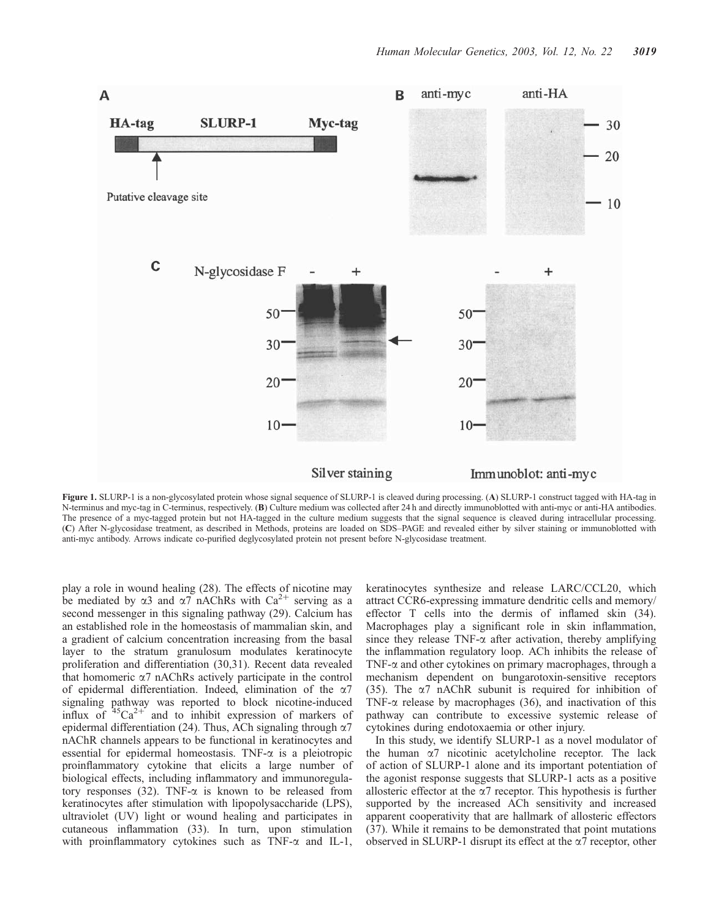**Figure 1.** SLURP-1 is a non-glycosylated protein whose signal sequence of SLURP-1 is cleaved during processing. (**A**) SLURP-1 construct tagged with HA-tag in N-terminus and myc-tag in C-terminus, respectively. (**B**) Culture medium was collected after 24 h and directly immunoblotted with anti-myc or anti-HA antibodies. The presence of a myc-tagged protein but not HA-tagged in the culture medium suggests that the signal sequence is cleaved during intracellular processing. (**C**) After N-glycosidase treatment, as described in Methods, proteins are loaded on SDS–PAGE and revealed either by silver staining or immunoblotted with anti-myc antibody. Arrows indicate co-purified deglycosylated protein not present before N-glycosidase treatment.

play a role in wound healing (28). The effects of nicotine may be mediated by α3 and α7 nAChRs with $Ca^{2+}$ serving as a second messenger in this signaling pathway (29). Calcium has an established role in the homeostasis of mammalian skin, and a gradient of calcium concentration increasing from the basal layer to the stratum granulosum modulates keratinocyte proliferation and differentiation (30,31). Recent data revealed that homomeric α7 nAChRs actively participate in the control of epidermal differentiation. Indeed, elimination of the α7 signaling pathway was reported to block nicotine-induced influx of $^{45}Ca^{2+}$ and to inhibit expression of markers of epidermal differentiation (24). Thus, ACh signaling through α7 nAChR channels appears to be functional in keratinocytes and essential for epidermal homeostasis. TNF-α is a pleiotropic proinflammatory cytokine that elicits a large number of biological effects, including inflammatory and immunoregulatory responses (32). TNF-α is known to be released from keratinocytes after stimulation with lipopolysaccharide (LPS), ultraviolet (UV) light or wound healing and participates in cutaneous inflammation (33). In turn, upon stimulation with proinflammatory cytokines such as TNF-α and IL-1, keratinocytes synthesize and release LARC/CCL20, which attract CCR6-expressing immature dendritic cells and memory/effector T cells into the dermis of inflamed skin (34). Macrophages play a significant role in skin inflammation, since they release TNF-α after activation, thereby amplifying the inflammation regulatory loop. ACh inhibits the release of TNF-α and other cytokines on primary macrophages, through a mechanism dependent on bungarotoxin-sensitive receptors (35). The α7 nAChR subunit is required for inhibition of TNF-α release by macrophages (36), and inactivation of this pathway can contribute to excessive systemic release of cytokines during endotoxaemia or other injury.

In this study, we identify SLURP-1 as a novel modulator of the human α7 nicotinic acetylcholine receptor. The lack of action of SLURP-1 alone and its important potentiation of the agonist response suggests that SLURP-1 acts as a positive allosteric effector at the α7 receptor. This hypothesis is further supported by the increased ACh sensitivity and increased apparent cooperativity that are hallmark of allosteric effectors (37). While it remains to be demonstrated that point mutations observed in SLURP-1 disrupt its effect at the α7 receptor, other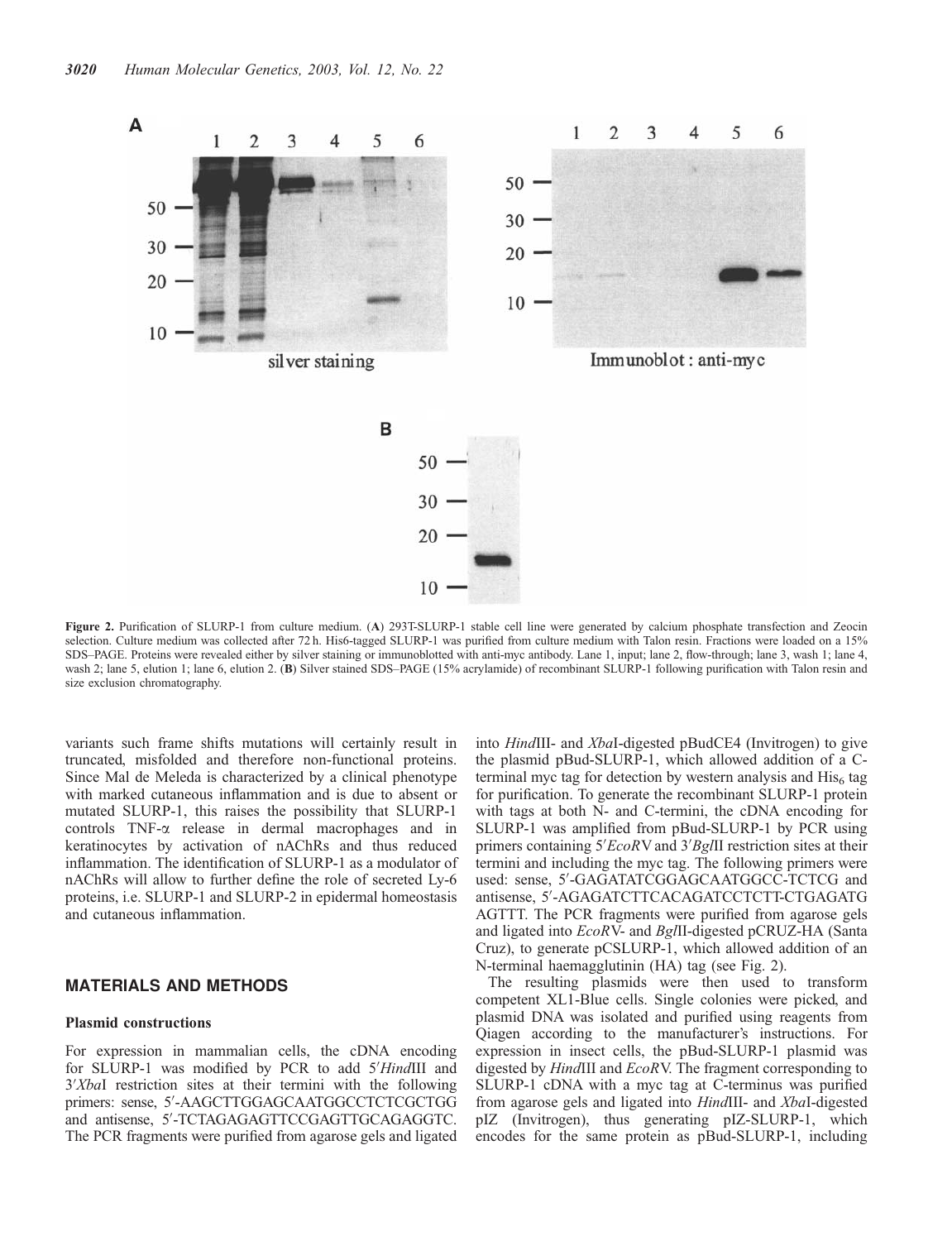**Figure 2.** Purification of SLURP-1 from culture medium. (**A**) 293T-SLURP-1 stable cell line were generated by calcium phosphate transfection and Zeocin selection. Culture medium was collected after 72 h. His6-tagged SLURP-1 was purified from culture medium with Talon resin. Fractions were loaded on a 15% SDS–PAGE. Proteins were revealed either by silver staining or immunoblotted with anti-myc antibody. Lane 1, input; lane 2, flow-through; lane 3, wash 1; lane 4, wash 2; lane 5, elution 1; lane 6, elution 2. (**B**) Silver stained SDS–PAGE (15% acrylamide) of recombinant SLURP-1 following purification with Talon resin and size exclusion chromatography.

variants such frame shifts mutations will certainly result in truncated, misfolded and therefore non-functional proteins. Since Mal de Meleda is characterized by a clinical phenotype with marked cutaneous inflammation and is due to absent or mutated SLURP-1, this raises the possibility that SLURP-1 controls TNF-$\alpha$ release in dermal macrophages and in keratinocytes by activation of nAChRs and thus reduced inflammation. The identification of SLURP-1 as a modulator of nAChRs will allow to further define the role of secreted Ly-6 proteins, i.e. SLURP-1 and SLURP-2 in epidermal homeostasis and cutaneous inflammation.

## MATERIALS AND METHODS

### Plasmid constructions

For expression in mammalian cells, the cDNA encoding for SLURP-1 was modified by PCR to add 5′*Hind*III and 3′*Xba*I restriction sites at their termini with the following primers: sense, 5′-AAGCTTGGAGCAATGGCCTCTCGCTGG and antisense, 5′-TCTAGAGAGTTCCGAGTTGCAGAGGTC. The PCR fragments were purified from agarose gels and ligated into *Hind*III- and *Xba*I-digested pBudCE4 (Invitrogen) to give the plasmid pBud-SLURP-1, which allowed addition of a C-terminal myc tag for detection by western analysis and $His_6$ tag for purification. To generate the recombinant SLURP-1 protein with tags at both N- and C-termini, the cDNA encoding for SLURP-1 was amplified from pBud-SLURP-1 by PCR using primers containing 5′*EcoR*V and 3′*Bgl*II restriction sites at their termini and including the myc tag. The following primers were used: sense, 5′-GAGATATCGGAGCAATGGCC-TCTCG and antisense, 5′-AGAGATCTTCACAGATCCTCTT-CTGAGATG AGTTT. The PCR fragments were purified from agarose gels and ligated into *EcoR*V- and *Bgl*II-digested pCRUZ-HA (Santa Cruz), to generate pCSLURP-1, which allowed addition of an N-terminal haemagglutinin (HA) tag (see Fig. 2).

The resulting plasmids were then used to transform competent XL1-Blue cells. Single colonies were picked, and plasmid DNA was isolated and purified using reagents from Qiagen according to the manufacturer's instructions. For expression in insect cells, the pBud-SLURP-1 plasmid was digested by *Hind*III and *EcoR*V. The fragment corresponding to SLURP-1 cDNA with a myc tag at C-terminus was purified from agarose gels and ligated into *Hind*III- and *Xba*I-digested pIZ (Invitrogen), thus generating pIZ-SLURP-1, which encodes for the same protein as pBud-SLURP-1, including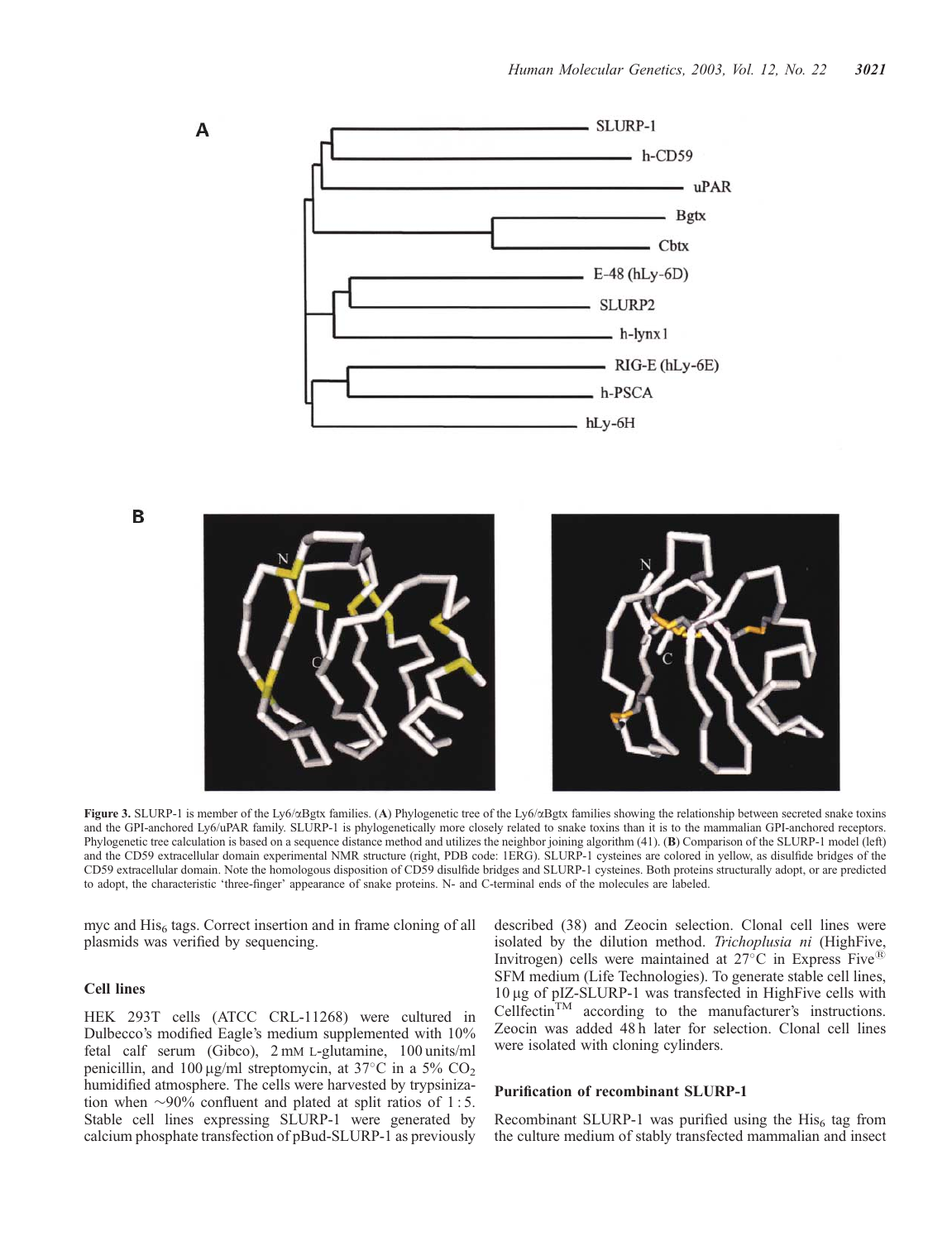**Figure 3.** SLURP-1 is member of the Ly6/αBgtx families. (**A**) Phylogenetic tree of the Ly6/αBgtx families showing the relationship between secreted snake toxins and the GPI-anchored Ly6/uPAR family. SLURP-1 is phylogenetically more closely related to snake toxins than it is to the mammalian GPI-anchored receptors. Phylogenetic tree calculation is based on a sequence distance method and utilizes the neighbor joining algorithm (41). (**B**) Comparison of the SLURP-1 model (left) and the CD59 extracellular domain experimental NMR structure (right, PDB code: 1ERG). SLURP-1 cysteines are colored in yellow, as disulfide bridges of the CD59 extracellular domain. Note the homologous disposition of CD59 disulfide bridges and SLURP-1 cysteines. Both proteins structurally adopt, or are predicted to adopt, the characteristic 'three-finger' appearance of snake proteins. N- and C-terminal ends of the molecules are labeled.

myc and $His_6$ tags. Correct insertion and in frame cloning of all plasmids was verified by sequencing.

### Cell lines

HEK 293T cells (ATCC CRL-11268) were cultured in Dulbecco's modified Eagle's medium supplemented with 10% fetal calf serum (Gibco), 2 mM L-glutamine, 100 units/ml penicillin, and 100 μg/ml streptomycin, at 37°C in a 5% $CO_2$ humidified atmosphere. The cells were harvested by trypsinization when ~90% confluent and plated at split ratios of 1 : 5. Stable cell lines expressing SLURP-1 were generated by calcium phosphate transfection of pBud-SLURP-1 as previously described (38) and Zeocin selection. Clonal cell lines were isolated by the dilution method. *Trichoplusia ni* (HighFive, Invitrogen) cells were maintained at 27°C in Express Five® SFM medium (Life Technologies). To generate stable cell lines, 10 μg of pIZ-SLURP-1 was transfected in HighFive cells with Cellfectin™ according to the manufacturer's instructions. Zeocin was added 48 h later for selection. Clonal cell lines were isolated with cloning cylinders.

### Purification of recombinant SLURP-1

Recombinant SLURP-1 was purified using the $His_6$ tag from the culture medium of stably transfected mammalian and insect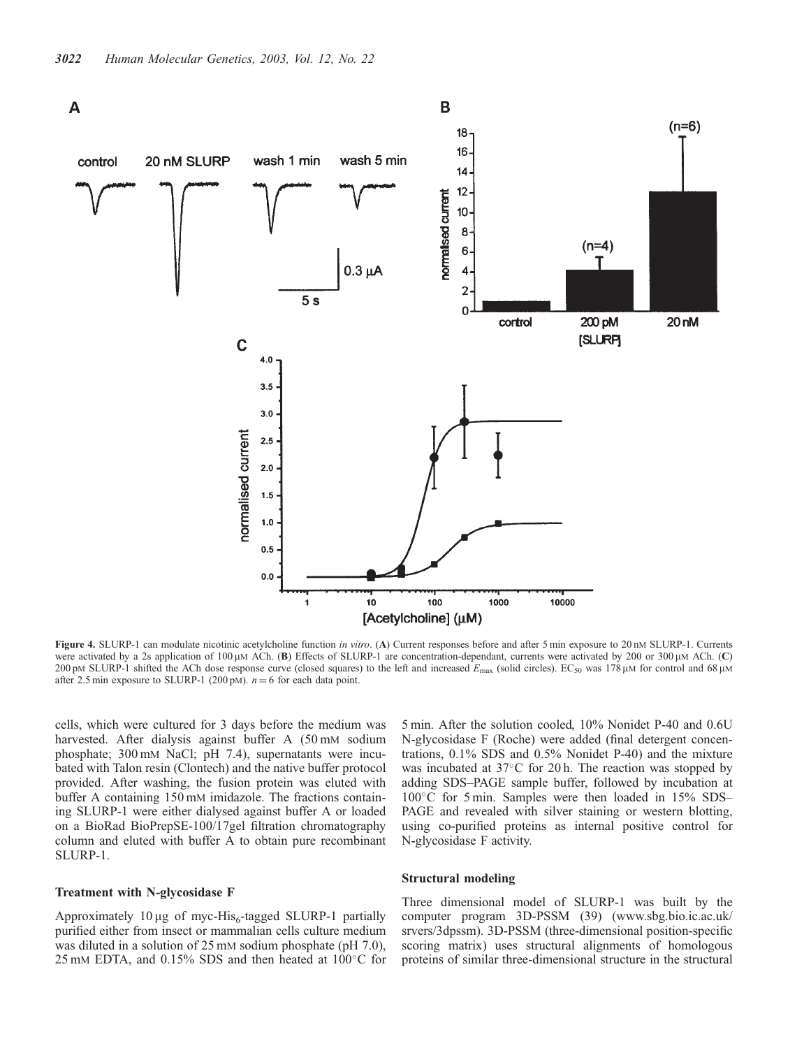**Figure 4.** SLURP-1 can modulate nicotinic acetylcholine function *in vitro*. (**A**) Current responses before and after 5 min exposure to 20 nM SLURP-1. Currents were activated by a 2s application of 100 μM ACh. (**B**) Effects of SLURP-1 are concentration-dependant, currents were activated by 200 or 300 μM ACh. (**C**) 200 pM SLURP-1 shifted the ACh dose response curve (closed squares) to the left and increased $E_{max}$ (solid circles). $EC_{50}$ was 178 μM for control and 68 μM after 2.5 min exposure to SLURP-1 (200 pM). $n = 6$ for each data point.

cells, which were cultured for 3 days before the medium was harvested. After dialysis against buffer A (50 mM sodium phosphate; 300 mM NaCl; pH 7.4), supernatants were incubated with Talon resin (Clontech) and the native buffer protocol provided. After washing, the fusion protein was eluted with buffer A containing 150 mM imidazole. The fractions containing SLURP-1 were either dialysed against buffer A or loaded on a BioRad BioPrepSE-100/17gel filtration chromatography column and eluted with buffer A to obtain pure recombinant SLURP-1.

#### Treatment with N-glycosidase F

Approximately 10 μg of myc-$His_6$-tagged SLURP-1 partially purified either from insect or mammalian cells culture medium was diluted in a solution of 25 mM sodium phosphate (pH 7.0), 25 mM EDTA, and 0.15% SDS and then heated at 100°C for 5 min. After the solution cooled, 10% Nonidet P-40 and 0.6U N-glycosidase F (Roche) were added (final detergent concentrations, 0.1% SDS and 0.5% Nonidet P-40) and the mixture was incubated at 37°C for 20 h. The reaction was stopped by adding SDS–PAGE sample buffer, followed by incubation at 100°C for 5 min. Samples were then loaded in 15% SDS–PAGE and revealed with silver staining or western blotting, using co-purified proteins as internal positive control for N-glycosidase F activity.

#### Structural modeling

Three dimensional model of SLURP-1 was built by the computer program 3D-PSSM (39) (www.sbg.bio.ic.ac.uk/srvers/3dpssm). 3D-PSSM (three-dimensional position-specific scoring matrix) uses structural alignments of homologous proteins of similar three-dimensional structure in the structural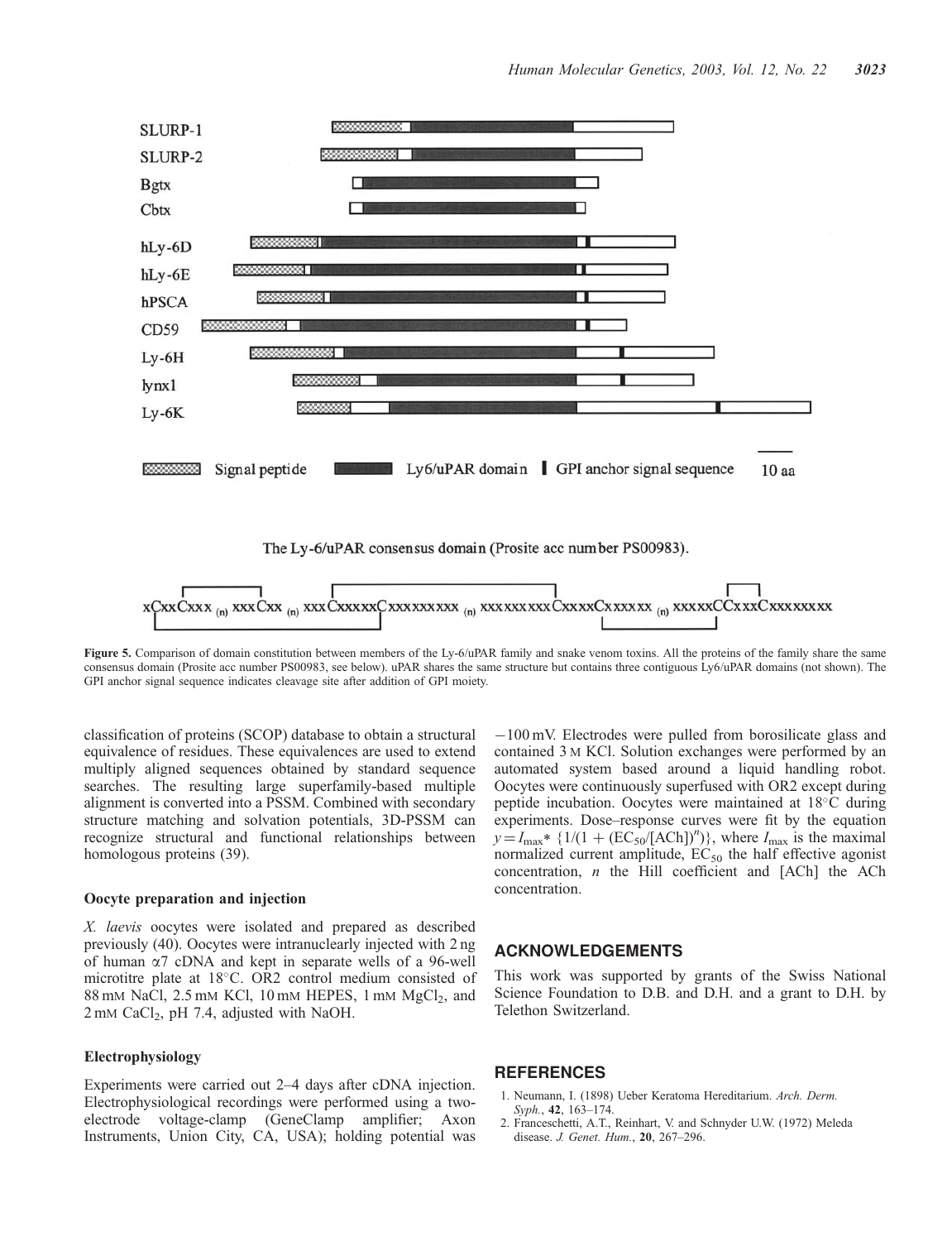Figure 5. Comparison of domain constitution between members of the Ly-6/uPAR family and snake venom toxins. All the proteins of the family share the same consensus domain (Prosite acc number PS00983, see below). uPAR shares the same structure but contains three contiguous Ly6/uPAR domains (not shown). The GPI anchor signal sequence indicates cleavage site after addition of GPI moiety.

classification of proteins (SCOP) database to obtain a structural equivalence of residues. These equivalences are used to extend multiply aligned sequences obtained by standard sequence searches. The resulting large superfamily-based multiple alignment is converted into a PSSM. Combined with secondary structure matching and solvation potentials, 3D-PSSM can recognize structural and functional relationships between homologous proteins (39).

### Oocyte preparation and injection

*X. laevis* oocytes were isolated and prepared as described previously (40). Oocytes were intranuclearly injected with 2 ng of human α7 cDNA and kept in separate wells of a 96-well microtitre plate at 18°C. OR2 control medium consisted of 88 mM NaCl, 2.5 mM KCl, 10 mM HEPES, 1 mM $MgCl_2$, and 2 mM $CaCl_2$, pH 7.4, adjusted with NaOH.

### Electrophysiology

Experiments were carried out 2–4 days after cDNA injection. Electrophysiological recordings were performed using a two-electrode voltage-clamp (GeneClamp amplifier; Axon Instruments, Union City, CA, USA); holding potential was −100 mV. Electrodes were pulled from borosilicate glass and contained 3 M KCl. Solution exchanges were performed by an automated system based around a liquid handling robot. Oocytes were continuously superfused with OR2 except during peptide incubation. Oocytes were maintained at 18°C during experiments. Dose–response curves were fit by the equation $y = I_{max} * \{1/(1 + (EC_{50}/[ACh])^n)\}$, where $I_{max}$ is the maximal normalized current amplitude, $EC_{50}$ the half effective agonist concentration, $n$ the Hill coefficient and [ACh] the ACh concentration.

## ACKNOWLEDGEMENTS

This work was supported by grants of the Swiss National Science Foundation to D.B. and D.H. and a grant to D.H. by Telethon Switzerland.

## REFERENCES

1. Neumann, I. (1898) Ueber Keratoma Hereditarium. *Arch. Derm. Syph.*, **42**, 163–174.
2. Franceschetti, A.T., Reinhart, V. and Schnyder U.W. (1972) Meleda disease. *J. Genet. Hum.*, **20**, 267–296.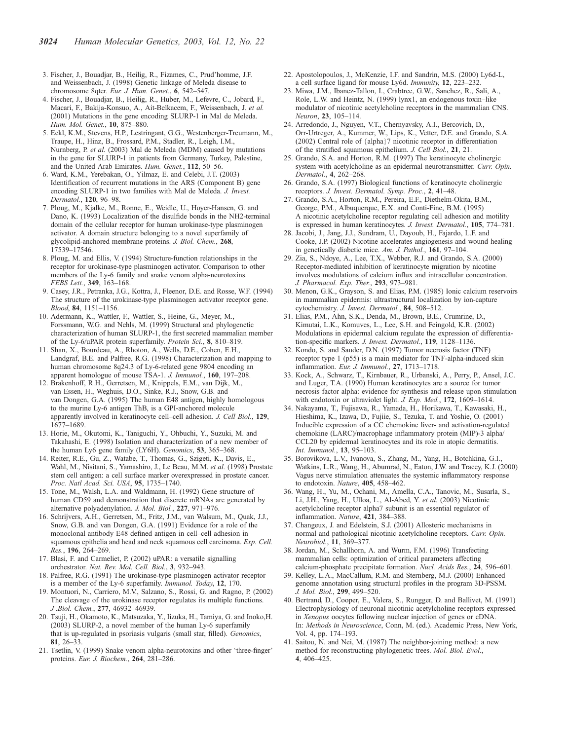3. Fischer, J., Bouadjar, B., Heilig, R., Fizames, C., Prud'homme, J.F. and Weissenbach, J. (1998) Genetic linkage of Meleda disease to chromosome 8qter. *Eur. J. Hum. Genet.*, **6**, 542–547.
4. Fischer, J., Bouadjar, B., Heilig, R., Huber, M., Lefevre, C., Jobard, F., Macari, F., Bakija-Konsuo, A., Ait-Belkacem, F., Weissenbach, J. *et al.* (2001) Mutations in the gene encoding SLURP-1 in Mal de Meleda. *Hum. Mol. Genet.*, **10**, 875–880.
5. Eckl, K.M., Stevens, H.P., Lestringant, G.G., Westenberger-Treumann, M., Traupe, H., Hinz, B., Frossard, P.M., Stadler, R., Leigh, I.M., Nurnberg, P. *et al.* (2003) Mal de Meleda (MDM) caused by mutations in the gene for SLURP-1 in patients from Germany, Turkey, Palestine, and the United Arab Emirates. *Hum. Genet.*, **112**, 50–56.
6. Ward, K.M., Yerebakan, O., Yilmaz, E. and Celebi, J.T. (2003) Identification of recurrent mutations in the ARS (Component B) gene encoding SLURP-1 in two families with Mal de Meleda. *J. Invest. Dermatol.*, **120**, 96–98.
7. Ploug, M., Kjalke, M., Ronne, E., Weidle, U., Hoyer-Hansen, G. and Dano, K. (1993) Localization of the disulfide bonds in the NH2-terminal domain of the cellular receptor for human urokinase-type plasminogen activator. A domain structure belonging to a novel superfamily of glycolipid-anchored membrane proteins. *J. Biol. Chem.*, **268**, 17539–17546.
8. Ploug, M. and Ellis, V. (1994) Structure-function relationships in the receptor for urokinase-type plasminogen activator. Comparison to other members of the Ly-6 family and snake venom alpha-neurotoxins. *FEBS Lett.*, **349**, 163–168.
9. Casey, J.R., Petranka, J.G., Kottra, J., Fleenor, D.E. and Rosse, W.F. (1994) The structure of the urokinase-type plasminogen activator receptor gene. *Blood*, **84**, 1151–1156.
10. Adermann, K., Wattler, F., Wattler, S., Heine, G., Meyer, M., Forssmann, W.G. and Nehls, M. (1999) Structural and phylogenetic characterization of human SLURP-1, the first secreted mammalian member of the Ly-6/uPAR protein superfamily. *Protein Sci.*, **8**, 810–819.
11. Shan, X., Bourdeau, A., Rhoton, A., Wells, D.E., Cohen, E.H., Landgraf, B.E. and Palfree, R.G. (1998) Characterization and mapping to human chromosome 8q24.3 of Ly-6-related gene 9804 encoding an apparent homologue of mouse TSA-1. *J. Immunol.*, **160**, 197–208.
12. Brakenhoff, R.H., Gerretsen, M., Knippels, E.M., van Dijk, M., van Essen, H., Weghuis, D.O., Sinke, R.J., Snow, G.B. and van Dongen, G.A. (1995) The human E48 antigen, highly homologous to the murine Ly-6 antigen ThB, is a GPI-anchored molecule apparently involved in keratinocyte cell–cell adhesion. *J. Cell Biol.*, **129**, 1677–1689.
13. Horie, M., Okutomi, K., Taniguchi, Y., Ohbuchi, Y., Suzuki, M. and Takahashi, E. (1998) Isolation and characterization of a new member of the human Ly6 gene family (LY6H). *Genomics*, **53**, 365–368.
14. Reiter, R.E., Gu, Z., Watabe, T., Thomas, G., Szigeti, K., Davis, E., Wahl, M., Nisitani, S., Yamashiro, J., Le Beau, M.M. *et al.* (1998) Prostate stem cell antigen: a cell surface marker overexpressed in prostate cancer. *Proc. Natl Acad. Sci. USA*, **95**, 1735–1740.
15. Tone, M., Walsh, L.A. and Waldmann, H. (1992) Gene structure of human CD59 and demonstration that discrete mRNAs are generated by alternative polyadenylation. *J. Mol. Biol.*, **227**, 971–976.
16. Schrijvers, A.H., Gerretsen, M., Fritz, J.M., van Walsum, M., Quak, J.J., Snow, G.B. and van Dongen, G.A. (1991) Evidence for a role of the monoclonal antibody E48 defined antigen in cell–cell adhesion in squamous epithelia and head and neck squamous cell carcinoma. *Exp. Cell. Res.*, **196**, 264–269.
17. Blasi, F. and Carmeliet, P. (2002) uPAR: a versatile signalling orchestrator. *Nat. Rev. Mol. Cell. Biol.*, **3**, 932–943.
18. Palfree, R.G. (1991) The urokinase-type plasminogen activator receptor is a member of the Ly-6 superfamily. *Immunol. Today*, **12**, 170.
19. Montuori, N., Carriero, M.V., Salzano, S., Rossi, G. and Ragno, P. (2002) The cleavage of the urokinase receptor regulates its multiple functions. *J .Biol. Chem.*, **277**, 46932–46939.
20. Tsuji, H., Okamoto, K., Matsuzaka, Y., Iizuka, H., Tamiya, G. and Inoko,H. (2003) SLURP-2, a novel member of the human Ly-6 superfamily that is up-regulated in psoriasis vulgaris (small star, filled). *Genomics*, **81**, 26–33.
21. Tsetlin, V. (1999) Snake venom alpha-neurotoxins and other 'three-finger' proteins. *Eur. J. Biochem.*, **264**, 281–286.
22. Apostolopoulos, J., McKenzie, I.F. and Sandrin, M.S. (2000) Ly6d-L, a cell surface ligand for mouse Ly6d. *Immunity*, **12**, 223–232.
23. Miwa, J.M., Ibanez-Tallon, I., Crabtree, G.W., Sanchez, R., Sali, A., Role, L.W. and Heintz, N. (1999) lynx1, an endogenous toxin–like modulator of nicotinic acetylcholine receptors in the mammalian CNS. *Neuron*, **23**, 105–114.
24. Arredondo, J., Nguyen, V.T., Chernyavsky, A.I., Bercovich, D., Orr-Urtreger, A., Kummer, W., Lips, K., Vetter, D.E. and Grando, S.A. (2002) Central role of {alpha}7 nicotinic receptor in differentiation of the stratified squamous epithelium. *J. Cell Biol.*, **21**, 21.
25. Grando, S.A. and Horton, R.M. (1997) The keratinocyte cholinergic system with acetylcholine as an epidermal neurotransmitter. *Curr. Opin. Dermatol.*, **4**, 262–268.
26. Grando, S.A. (1997) Biological functions of keratinocyte cholinergic receptors. *J. Invest. Dermatol. Symp. Proc.*, **2**, 41–48.
27. Grando, S.A., Horton, R.M., Pereira, E.F., Diethelm-Okita, B.M., George, P.M., Albuquerque, E.X. and Conti-Fine, B.M. (1995) A nicotinic acetylcholine receptor regulating cell adhesion and motility is expressed in human keratinocytes. *J. Invest. Dermatol.*, **105**, 774–781.
28. Jacobi, J., Jang, J.J., Sundram, U., Dayoub, H., Fajardo, L.F. and Cooke, J.P. (2002) Nicotine accelerates angiogenesis and wound healing in genetically diabetic mice. *Am. J. Pathol.*, **161**, 97–104.
29. Zia, S., Ndoye, A., Lee, T.X., Webber, R.J. and Grando, S.A. (2000) Receptor-mediated inhibition of keratinocyte migration by nicotine involves modulations of calcium influx and intracellular concentration. *J. Pharmacol. Exp. Ther.*, **293**, 973–981.
30. Menon, G.K., Grayson, S. and Elias, P.M. (1985) Ionic calcium reservoirs in mammalian epidermis: ultrastructural localization by ion-capture cytochemistry. *J. Invest. Dermatol.*, **84**, 508–512.
31. Elias, P.M., Ahn, S.K., Denda, M., Brown, B.E., Crumrine, D., Kimutai, L.K., Komuves, L., Lee, S.H. and Feingold, K.R. (2002) Modulations in epidermal calcium regulate the expression of differentiation-specific markers. *J. Invest. Dermatol.*, **119**, 1128–1136.
32. Kondo, S. and Sauder, D.N. (1997) Tumor necrosis factor (TNF) receptor type 1 (p55) is a main mediator for TNF-alpha-induced skin inflammation. *Eur. J. Immunol.*, **27**, 1713–1718.
33. Kock, A., Schwarz, T., Kirnbauer, R., Urbanski, A., Perry, P., Ansel, J.C. and Luger, T.A. (1990) Human keratinocytes are a source for tumor necrosis factor alpha: evidence for synthesis and release upon stimulation with endotoxin or ultraviolet light. *J. Exp. Med.*, **172**, 1609–1614.
34. Nakayama, T., Fujisawa, R., Yamada, H., Horikawa, T., Kawasaki, H., Hieshima, K., Izawa, D., Fujiie, S., Tezuka, T. and Yoshie, O. (2001) Inducible expression of a CC chemokine liver- and activation-regulated chemokine (LARC)/macrophage inflammatory protein (MIP)-3 alpha/CCL20 by epidermal keratinocytes and its role in atopic dermatitis. *Int. Immunol.*, **13**, 95–103.
35. Borovikova, L.V., Ivanova, S., Zhang, M., Yang, H., Botchkina, G.I., Watkins, L.R., Wang, H., Abumrad, N., Eaton, J.W. and Tracey, K.J. (2000) Vagus nerve stimulation attenuates the systemic inflammatory response to endotoxin. *Nature*, **405**, 458–462.
36. Wang, H., Yu, M., Ochani, M., Amella, C.A., Tanovic, M., Susarla, S., Li, J.H., Yang, H., Ulloa, L., Al-Abed, Y. *et al.* (2003) Nicotinic acetylcholine receptor alpha7 subunit is an essential regulator of inflammation. *Nature*, **421**, 384–388.
37. Changeux, J. and Edelstein, S.J. (2001) Allosteric mechanisms in normal and pathological nicotinic acetylcholine receptors. *Curr. Opin. Neurobiol.*, **11**, 369–377.
38. Jordan, M., Schallhorn, A. and Wurm, F.M. (1996) Transfecting mammalian cells: optimization of critical parameters affecting calcium-phosphate precipitate formation. *Nucl. Acids Res.*, **24**, 596–601.
39. Kelley, L.A., MacCallum, R.M. and Sternberg, M.J. (2000) Enhanced genome annotation using structural profiles in the program 3D-PSSM. *J. Mol. Biol.*, **299**, 499–520.
40. Bertrand, D., Cooper, E., Valera, S., Rungger, D. and Ballivet, M. (1991) Electrophysiology of neuronal nicotinic acetylcholine receptors expressed in *Xenopus* oocytes following nuclear injection of genes or cDNA. In: *Methods in Neuroscience*, Conn, M. (ed.). Academic Press, New York, Vol. 4, pp. 174–193.
41. Saitou, N. and Nei, M. (1987) The neighbor-joining method: a new method for reconstructing phylogenetic trees. *Mol. Biol. Evol.*, **4**, 406–425.